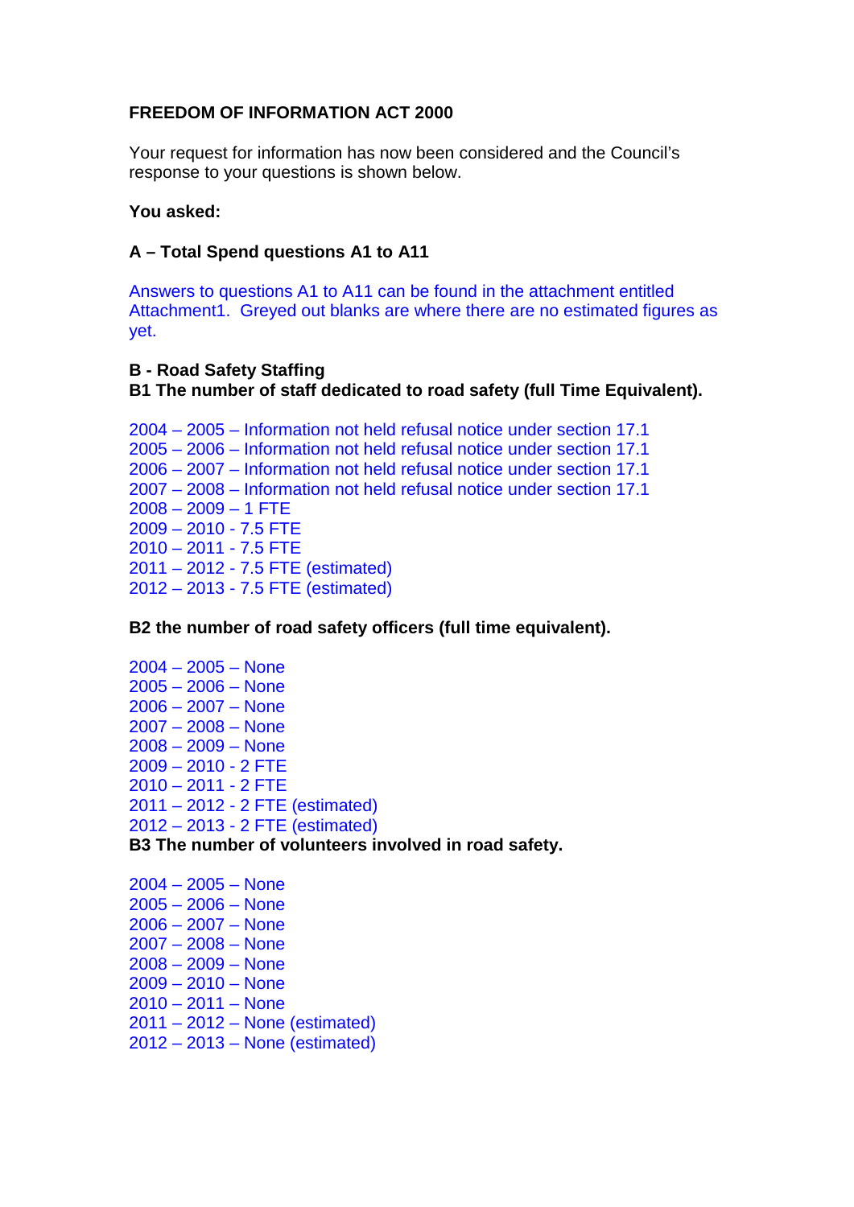**FREEDOM OF INFORMATION ACT 2000**

Your request for information has now been considered and the Council's response to your questions is shown below.

**You asked:**

**A – Total Spend questions A1 to A11**

Answers to questions A1 to A11 can be found in the attachment entitled Attachment1. Greyed out blanks are where there are no estimated figures as yet.

**B - Road Safety Staffing**
**B1 The number of staff dedicated to road safety (full Time Equivalent).**

2004 – 2005 – Information not held refusal notice under section 17.1
2005 – 2006 – Information not held refusal notice under section 17.1
2006 – 2007 – Information not held refusal notice under section 17.1
2007 – 2008 – Information not held refusal notice under section 17.1
2008 – 2009 – 1 FTE
2009 – 2010 - 7.5 FTE
2010 – 2011 - 7.5 FTE
2011 – 2012 - 7.5 FTE (estimated)
2012 – 2013 - 7.5 FTE (estimated)

**B2 the number of road safety officers (full time equivalent).**

2004 – 2005 – None
2005 – 2006 – None
2006 – 2007 – None
2007 – 2008 – None
2008 – 2009 – None
2009 – 2010 - 2 FTE
2010 – 2011 - 2 FTE
2011 – 2012 - 2 FTE (estimated)
2012 – 2013 - 2 FTE (estimated)

**B3 The number of volunteers involved in road safety.**

2004 – 2005 – None
2005 – 2006 – None
2006 – 2007 – None
2007 – 2008 – None
2008 – 2009 – None
2009 – 2010 – None
2010 – 2011 – None
2011 – 2012 – None (estimated)
2012 – 2013 – None (estimated)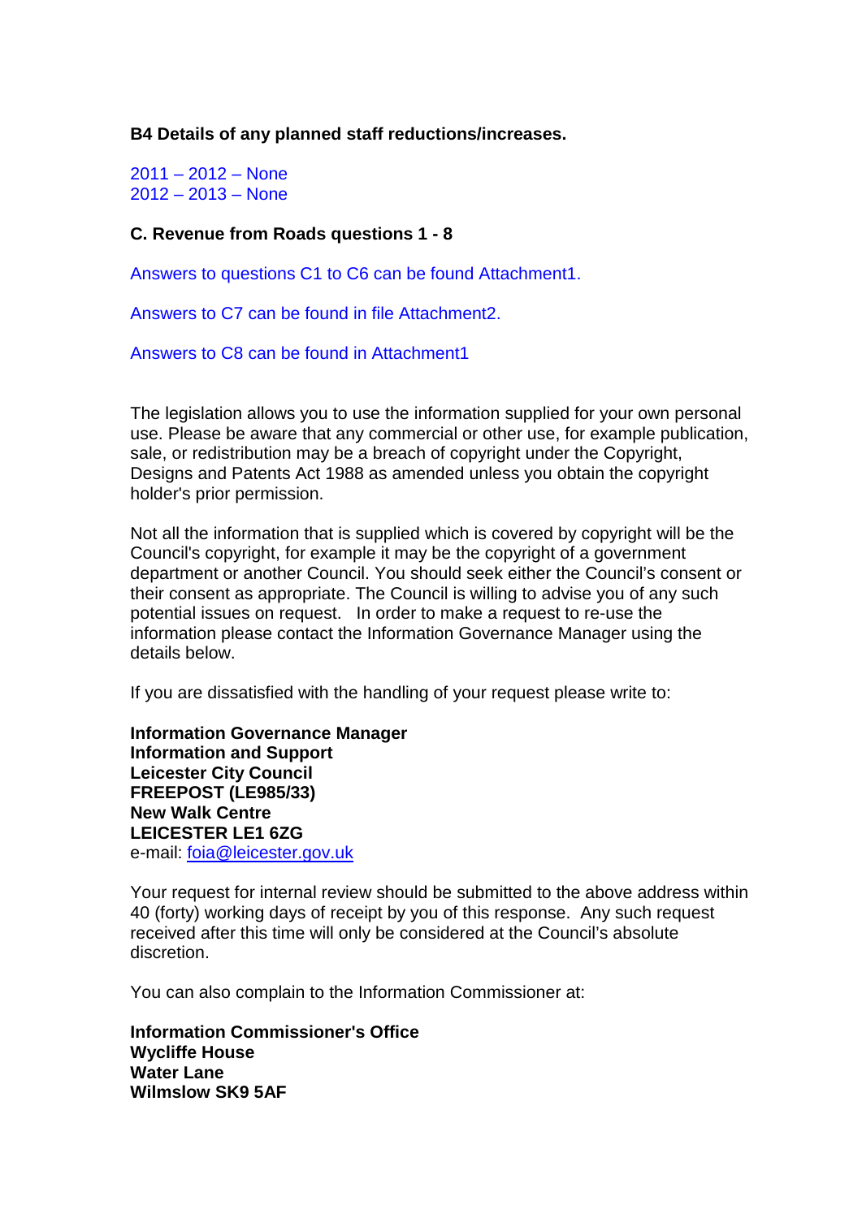**B4 Details of any planned staff reductions/increases.**

2011 – 2012 – None
2012 – 2013 – None

**C. Revenue from Roads questions 1 - 8**

Answers to questions C1 to C6 can be found Attachment1.

Answers to C7 can be found in file Attachment2.

Answers to C8 can be found in Attachment1

The legislation allows you to use the information supplied for your own personal use. Please be aware that any commercial or other use, for example publication, sale, or redistribution may be a breach of copyright under the Copyright, Designs and Patents Act 1988 as amended unless you obtain the copyright holder's prior permission.

Not all the information that is supplied which is covered by copyright will be the Council's copyright, for example it may be the copyright of a government department or another Council. You should seek either the Council's consent or their consent as appropriate. The Council is willing to advise you of any such potential issues on request. In order to make a request to re-use the information please contact the Information Governance Manager using the details below.

If you are dissatisfied with the handling of your request please write to:

**Information Governance Manager**
**Information and Support**
**Leicester City Council**
**FREEPOST (LE985/33)**
**New Walk Centre**
**LEICESTER LE1 6ZG**
e-mail: foia@leicester.gov.uk

Your request for internal review should be submitted to the above address within 40 (forty) working days of receipt by you of this response. Any such request received after this time will only be considered at the Council's absolute discretion.

You can also complain to the Information Commissioner at:

**Information Commissioner's Office**
**Wycliffe House**
**Water Lane**
**Wilmslow SK9 5AF**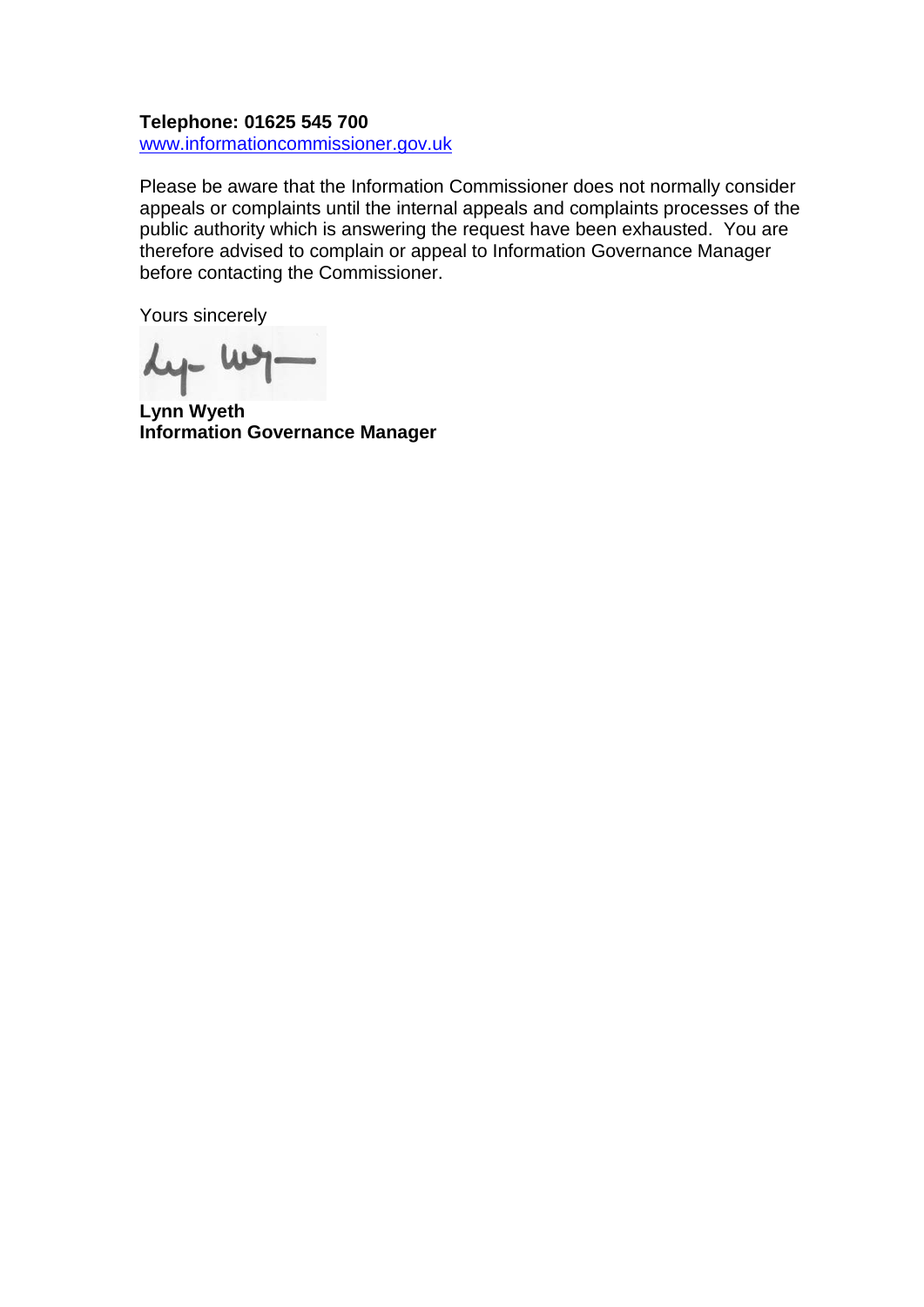**Telephone: 01625 545 700**
www.informationcommissioner.gov.uk

Please be aware that the Information Commissioner does not normally consider appeals or complaints until the internal appeals and complaints processes of the public authority which is answering the request have been exhausted. You are therefore advised to complain or appeal to Information Governance Manager before contacting the Commissioner.

Yours sincerely

**Lynn Wyeth**
**Information Governance Manager**